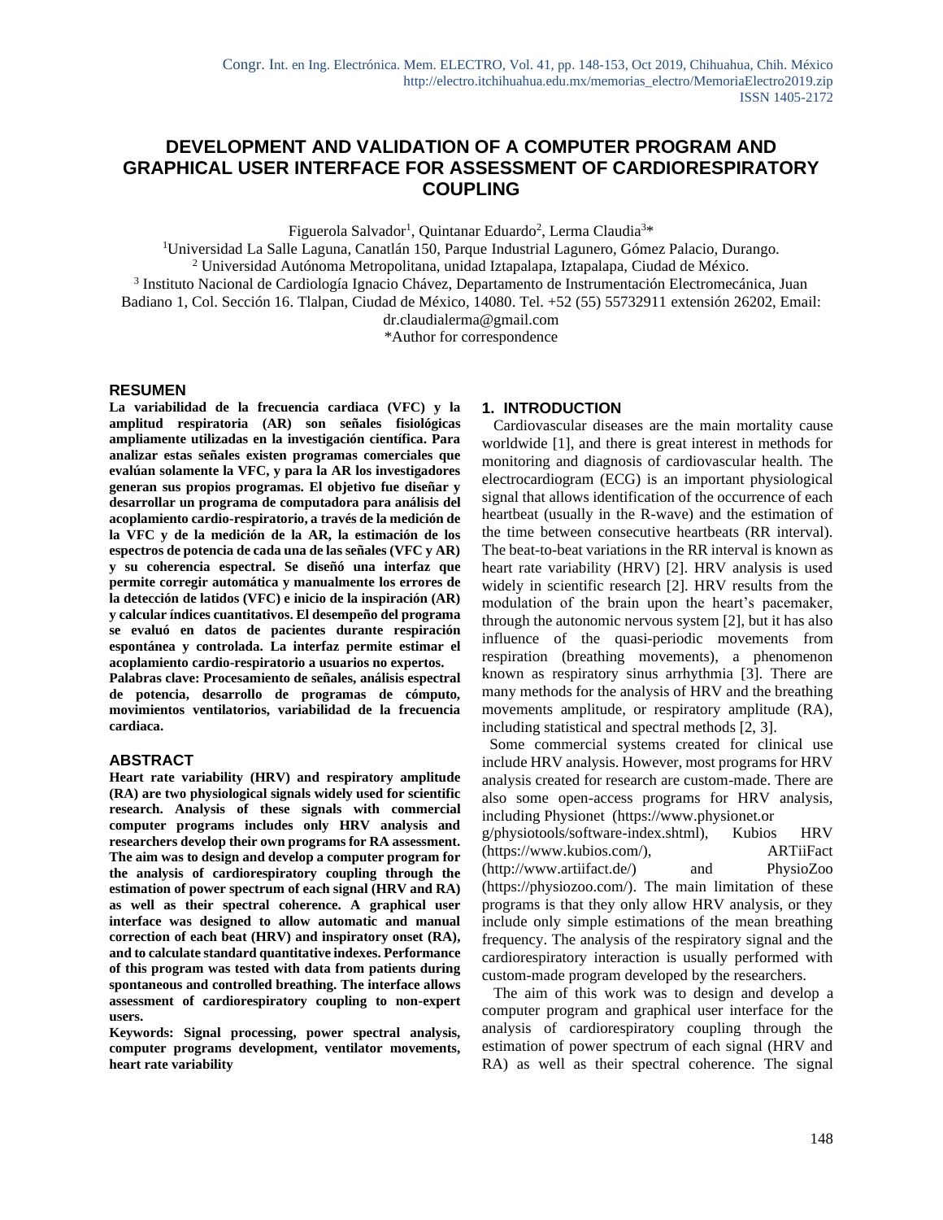# DEVELOPMENT AND VALIDATION OF A COMPUTER PROGRAM AND GRAPHICAL USER INTERFACE FOR ASSESSMENT OF CARDIORESPIRATORY COUPLING

Figuerola Salvador[1], Quintanar Eduardo[2], Lerma Claudia[3]*

[1]Universidad La Salle Laguna, Canatlán 150, Parque Industrial Lagunero, Gómez Palacio, Durango.

[2] Universidad Autónoma Metropolitana, unidad Iztapalapa, Iztapalapa, Ciudad de México.

[3] Instituto Nacional de Cardiología Ignacio Chávez, Departamento de Instrumentación Electromecánica, Juan Badiano 1, Col. Sección 16. Tlalpan, Ciudad de México, 14080. Tel. +52 (55) 55732911 extensión 26202, Email: dr.claudialerma@gmail.com

*Author for correspondence

## RESUMEN

**La variabilidad de la frecuencia cardiaca (VFC) y la amplitud respiratoria (AR) son señales fisiológicas ampliamente utilizadas en la investigación científica. Para analizar estas señales existen programas comerciales que evalúan solamente la VFC, y para la AR los investigadores generan sus propios programas. El objetivo fue diseñar y desarrollar un programa de computadora para análisis del acoplamiento cardio-respiratorio, a través de la medición de la VFC y de la medición de la AR, la estimación de los espectros de potencia de cada una de las señales (VFC y AR) y su coherencia espectral. Se diseñó una interfaz que permite corregir automática y manualmente los errores de la detección de latidos (VFC) e inicio de la inspiración (AR) y calcular índices cuantitativos. El desempeño del programa se evaluó en datos de pacientes durante respiración espontánea y controlada. La interfaz permite estimar el acoplamiento cardio-respiratorio a usuarios no expertos.**

**Palabras clave: Procesamiento de señales, análisis espectral de potencia, desarrollo de programas de cómputo, movimientos ventilatorios, variabilidad de la frecuencia cardiaca.**

## ABSTRACT

**Heart rate variability (HRV) and respiratory amplitude (RA) are two physiological signals widely used for scientific research. Analysis of these signals with commercial computer programs includes only HRV analysis and researchers develop their own programs for RA assessment. The aim was to design and develop a computer program for the analysis of cardiorespiratory coupling through the estimation of power spectrum of each signal (HRV and RA) as well as their spectral coherence. A graphical user interface was designed to allow automatic and manual correction of each beat (HRV) and inspiratory onset (RA), and to calculate standard quantitative indexes. Performance of this program was tested with data from patients during spontaneous and controlled breathing. The interface allows assessment of cardiorespiratory coupling to non-expert users.**

**Keywords: Signal processing, power spectral analysis, computer programs development, ventilator movements, heart rate variability**

## 1. INTRODUCTION

Cardiovascular diseases are the main mortality cause worldwide [1], and there is great interest in methods for monitoring and diagnosis of cardiovascular health. The electrocardiogram (ECG) is an important physiological signal that allows identification of the occurrence of each heartbeat (usually in the R-wave) and the estimation of the time between consecutive heartbeats (RR interval). The beat-to-beat variations in the RR interval is known as heart rate variability (HRV) [2]. HRV analysis is used widely in scientific research [2]. HRV results from the modulation of the brain upon the heart's pacemaker, through the autonomic nervous system [2], but it has also influence of the quasi-periodic movements from respiration (breathing movements), a phenomenon known as respiratory sinus arrhythmia [3]. There are many methods for the analysis of HRV and the breathing movements amplitude, or respiratory amplitude (RA), including statistical and spectral methods [2, 3].

Some commercial systems created for clinical use include HRV analysis. However, most programs for HRV analysis created for research are custom-made. There are also some open-access programs for HRV analysis, including Physionet (https://www.physionet.org/physiotools/software-index.shtml), Kubios HRV (https://www.kubios.com/), ARTiiFact (http://www.artiifact.de/) and PhysioZoo (https://physiozoo.com/). The main limitation of these programs is that they only allow HRV analysis, or they include only simple estimations of the mean breathing frequency. The analysis of the respiratory signal and the cardiorespiratory interaction is usually performed with custom-made program developed by the researchers.

The aim of this work was to design and develop a computer program and graphical user interface for the analysis of cardiorespiratory coupling through the estimation of power spectrum of each signal (HRV and RA) as well as their spectral coherence. The signal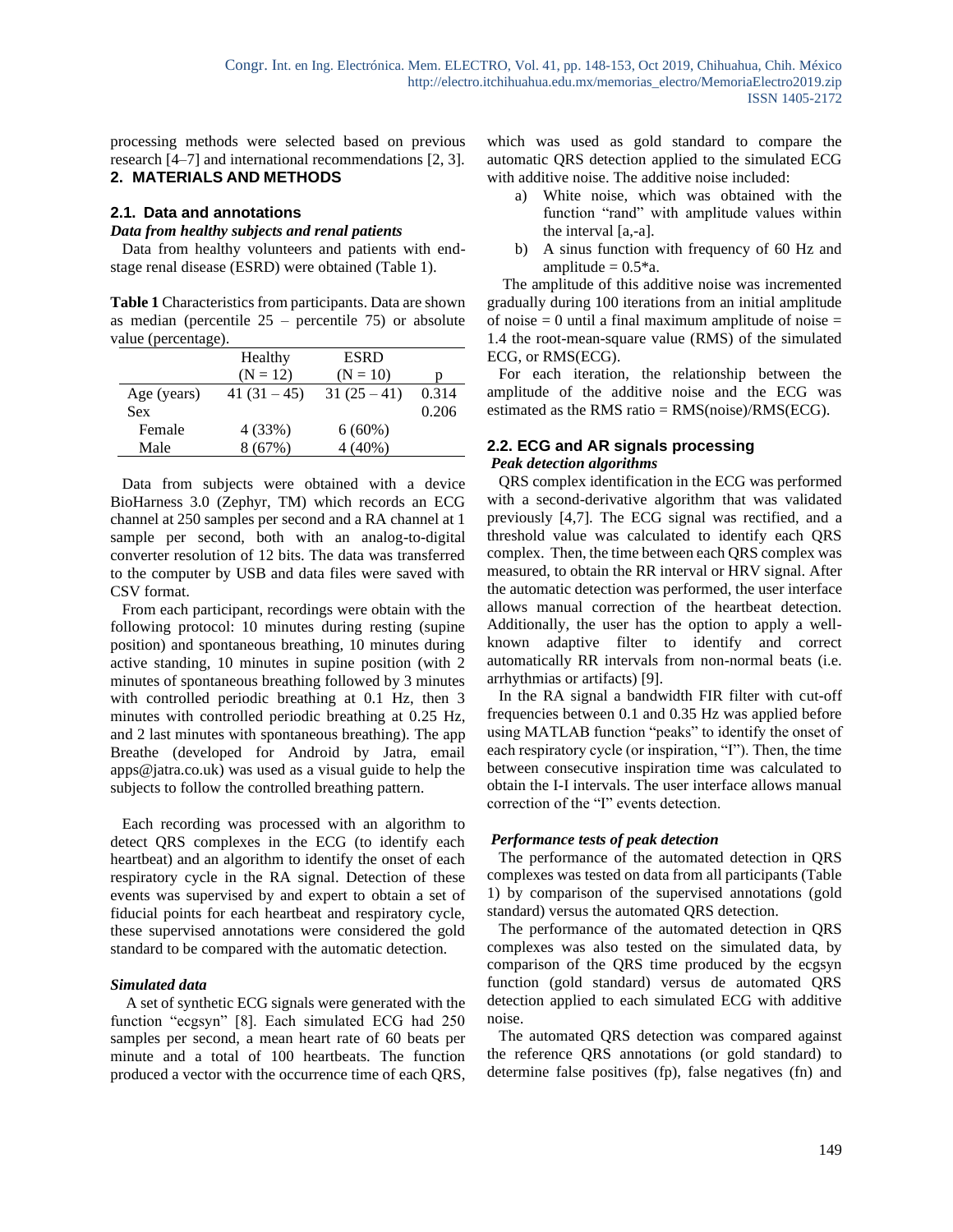processing methods were selected based on previous research [4–7] and international recommendations [2, 3].

## 2. MATERIALS AND METHODS

### 2.1. Data and annotations

***Data from healthy subjects and renal patients***

Data from healthy volunteers and patients with end-stage renal disease (ESRD) were obtained (Table 1).

**Table 1** Characteristics from participants. Data are shown as median (percentile 25 – percentile 75) or absolute value (percentage).

| | Healthy (N = 12) | ESRD (N = 10) | p |
|---|---|---|---|
| Age (years) | 41 (31 – 45) | 31 (25 – 41) | 0.314 |
| Sex | | | 0.206 |
| Female | 4 (33%) | 6 (60%) | |
| Male | 8 (67%) | 4 (40%) | |

Data from subjects were obtained with a device BioHarness 3.0 (Zephyr, TM) which records an ECG channel at 250 samples per second and a RA channel at 1 sample per second, both with an analog-to-digital converter resolution of 12 bits. The data was transferred to the computer by USB and data files were saved with CSV format.

From each participant, recordings were obtain with the following protocol: 10 minutes during resting (supine position) and spontaneous breathing, 10 minutes during active standing, 10 minutes in supine position (with 2 minutes of spontaneous breathing followed by 3 minutes with controlled periodic breathing at 0.1 Hz, then 3 minutes with controlled periodic breathing at 0.25 Hz, and 2 last minutes with spontaneous breathing). The app Breathe (developed for Android by Jatra, email apps@jatra.co.uk) was used as a visual guide to help the subjects to follow the controlled breathing pattern.

Each recording was processed with an algorithm to detect QRS complexes in the ECG (to identify each heartbeat) and an algorithm to identify the onset of each respiratory cycle in the RA signal. Detection of these events was supervised by and expert to obtain a set of fiducial points for each heartbeat and respiratory cycle, these supervised annotations were considered the gold standard to be compared with the automatic detection.

***Simulated data***

A set of synthetic ECG signals were generated with the function "ecgsyn" [8]. Each simulated ECG had 250 samples per second, a mean heart rate of 60 beats per minute and a total of 100 heartbeats. The function produced a vector with the occurrence time of each QRS, which was used as gold standard to compare the automatic QRS detection applied to the simulated ECG with additive noise. The additive noise included:

a) White noise, which was obtained with the function "rand" with amplitude values within the interval [a,-a].
b) A sinus function with frequency of 60 Hz and amplitude = 0.5*a.

The amplitude of this additive noise was incremented gradually during 100 iterations from an initial amplitude of noise = 0 until a final maximum amplitude of noise = 1.4 the root-mean-square value (RMS) of the simulated ECG, or RMS(ECG).

For each iteration, the relationship between the amplitude of the additive noise and the ECG was estimated as the RMS ratio = RMS(noise)/RMS(ECG).

### 2.2. ECG and AR signals processing

***Peak detection algorithms***

QRS complex identification in the ECG was performed with a second-derivative algorithm that was validated previously [4,7]. The ECG signal was rectified, and a threshold value was calculated to identify each QRS complex. Then, the time between each QRS complex was measured, to obtain the RR interval or HRV signal. After the automatic detection was performed, the user interface allows manual correction of the heartbeat detection. Additionally, the user has the option to apply a well-known adaptive filter to identify and correct automatically RR intervals from non-normal beats (i.e. arrhythmias or artifacts) [9].

In the RA signal a bandwidth FIR filter with cut-off frequencies between 0.1 and 0.35 Hz was applied before using MATLAB function "peaks" to identify the onset of each respiratory cycle (or inspiration, "I"). Then, the time between consecutive inspiration time was calculated to obtain the I-I intervals. The user interface allows manual correction of the "I" events detection.

***Performance tests of peak detection***

The performance of the automated detection in QRS complexes was tested on data from all participants (Table 1) by comparison of the supervised annotations (gold standard) versus the automated QRS detection.

The performance of the automated detection in QRS complexes was also tested on the simulated data, by comparison of the QRS time produced by the ecgsyn function (gold standard) versus de automated QRS detection applied to each simulated ECG with additive noise.

The automated QRS detection was compared against the reference QRS annotations (or gold standard) to determine false positives (fp), false negatives (fn) and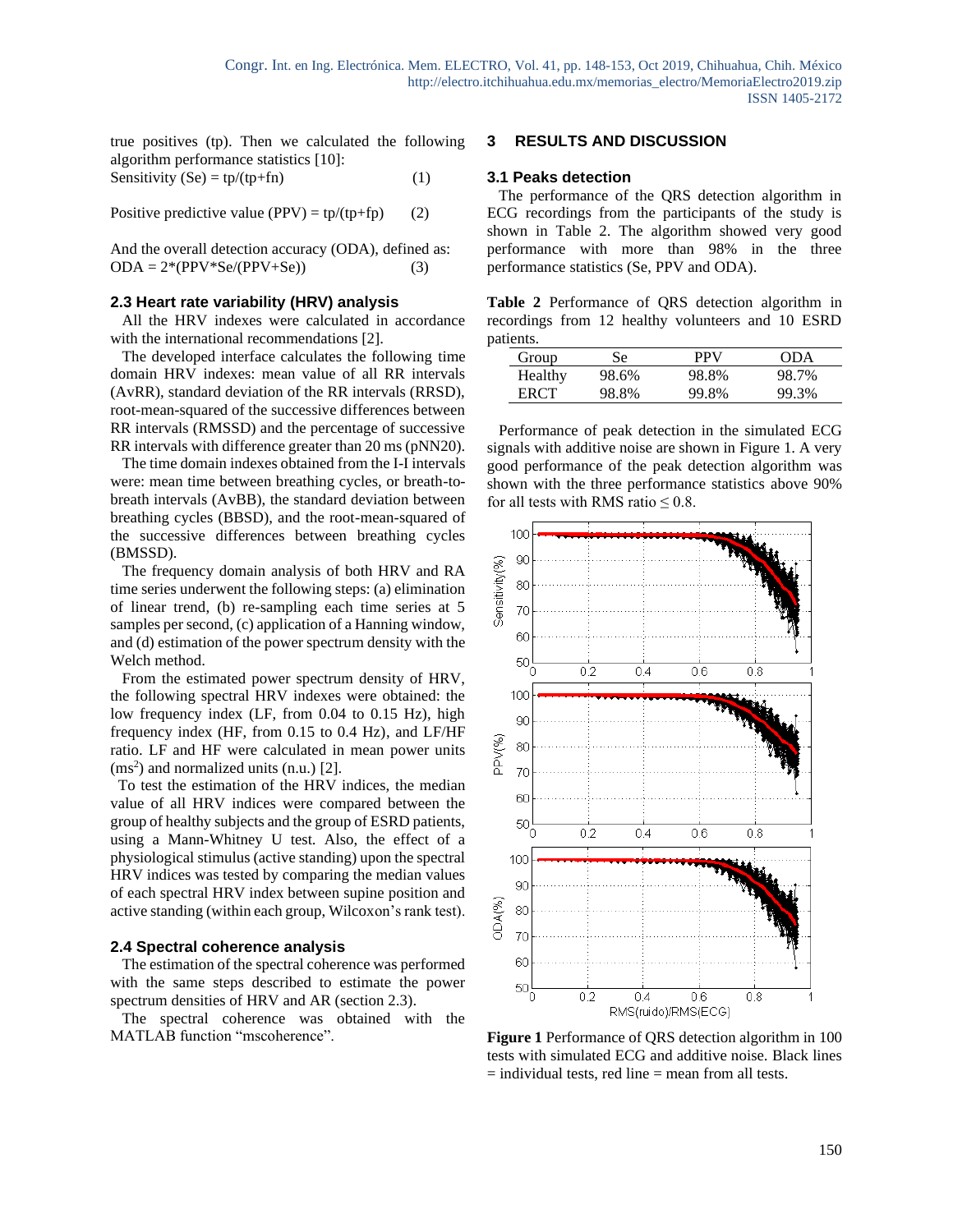true positives (tp). Then we calculated the following algorithm performance statistics [10]:

Sensitivity (Se) = tp/(tp+fn) (1)

Positive predictive value (PPV) = tp/(tp+fp) (2)

And the overall detection accuracy (ODA), defined as:

ODA = 2*(PPV*Se/(PPV+Se)) (3)

### 2.3 Heart rate variability (HRV) analysis

All the HRV indexes were calculated in accordance with the international recommendations [2].

The developed interface calculates the following time domain HRV indexes: mean value of all RR intervals (AvRR), standard deviation of the RR intervals (RRSD), root-mean-squared of the successive differences between RR intervals (RMSSD) and the percentage of successive RR intervals with difference greater than 20 ms (pNN20).

The time domain indexes obtained from the I-I intervals were: mean time between breathing cycles, or breath-to-breath intervals (AvBB), the standard deviation between breathing cycles (BBSD), and the root-mean-squared of the successive differences between breathing cycles (BMSSD).

The frequency domain analysis of both HRV and RA time series underwent the following steps: (a) elimination of linear trend, (b) re-sampling each time series at 5 samples per second, (c) application of a Hanning window, and (d) estimation of the power spectrum density with the Welch method.

From the estimated power spectrum density of HRV, the following spectral HRV indexes were obtained: the low frequency index (LF, from 0.04 to 0.15 Hz), high frequency index (HF, from 0.15 to 0.4 Hz), and LF/HF ratio. LF and HF were calculated in mean power units ($ms^2$) and normalized units (n.u.) [2].

To test the estimation of the HRV indices, the median value of all HRV indices were compared between the group of healthy subjects and the group of ESRD patients, using a Mann-Whitney U test. Also, the effect of a physiological stimulus (active standing) upon the spectral HRV indices was tested by comparing the median values of each spectral HRV index between supine position and active standing (within each group, Wilcoxon's rank test).

### 2.4 Spectral coherence analysis

The estimation of the spectral coherence was performed with the same steps described to estimate the power spectrum densities of HRV and AR (section 2.3).

The spectral coherence was obtained with the MATLAB function "mscoherence".

## 3 RESULTS AND DISCUSSION

### 3.1 Peaks detection

The performance of the QRS detection algorithm in ECG recordings from the participants of the study is shown in Table 2. The algorithm showed very good performance with more than 98% in the three performance statistics (Se, PPV and ODA).

**Table 2** Performance of QRS detection algorithm in recordings from 12 healthy volunteers and 10 ESRD patients.

| Group | Se | PPV | ODA |
|---|---|---|---|
| Healthy | 98.6% | 98.8% | 98.7% |
| ERCT | 98.8% | 99.8% | 99.3% |

Performance of peak detection in the simulated ECG signals with additive noise are shown in Figure 1. A very good performance of the peak detection algorithm was shown with the three performance statistics above 90% for all tests with RMS ratio ≤ 0.8.

**Figure 1** Performance of QRS detection algorithm in 100 tests with simulated ECG and additive noise. Black lines = individual tests, red line = mean from all tests.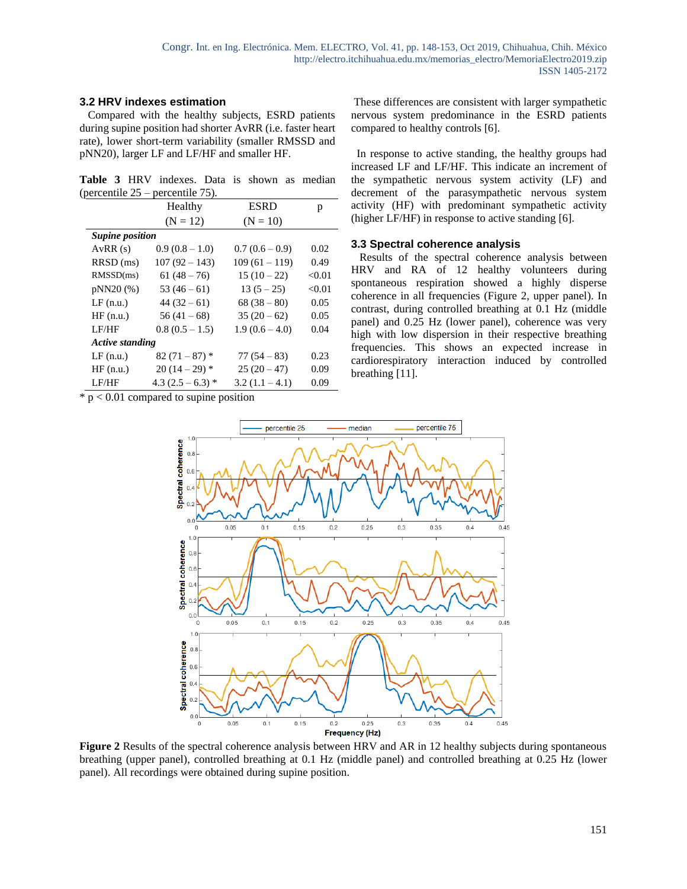### 3.2 HRV indexes estimation

Compared with the healthy subjects, ESRD patients during supine position had shorter AvRR (i.e. faster heart rate), lower short-term variability (smaller RMSSD and pNN20), larger LF and LF/HF and smaller HF.

**Table 3** HRV indexes. Data is shown as median (percentile 25 – percentile 75).

| | Healthy (N = 12) | ESRD (N = 10) | p |
|---|---|---|---|
| ***Supine position*** | | | |
| AvRR (s) | 0.9 (0.8 – 1.0) | 0.7 (0.6 – 0.9) | 0.02 |
| RRSD (ms) | 107 (92 – 143) | 109 (61 – 119) | 0.49 |
| RMSSD(ms) | 61 (48 – 76) | 15 (10 – 22) | <0.01 |
| pNN20 (%) | 53 (46 – 61) | 13 (5 – 25) | <0.01 |
| LF (n.u.) | 44 (32 – 61) | 68 (38 – 80) | 0.05 |
| HF (n.u.) | 56 (41 – 68) | 35 (20 – 62) | 0.05 |
| LF/HF | 0.8 (0.5 – 1.5) | 1.9 (0.6 – 4.0) | 0.04 |
| ***Active standing*** | | | |
| LF (n.u.) | 82 (71 – 87) * | 77 (54 – 83) | 0.23 |
| HF (n.u.) | 20 (14 – 29) * | 25 (20 – 47) | 0.09 |
| LF/HF | 4.3 (2.5 – 6.3) * | 3.2 (1.1 – 4.1) | 0.09 |

* $p < 0.01$ compared to supine position

These differences are consistent with larger sympathetic nervous system predominance in the ESRD patients compared to healthy controls [6].

In response to active standing, the healthy groups had increased LF and LF/HF. This indicate an increment of the sympathetic nervous system activity (LF) and decrement of the parasympathetic nervous system activity (HF) with predominant sympathetic activity (higher LF/HF) in response to active standing [6].

### 3.3 Spectral coherence analysis

Results of the spectral coherence analysis between HRV and RA of 12 healthy volunteers during spontaneous respiration showed a highly disperse coherence in all frequencies (Figure 2, upper panel). In contrast, during controlled breathing at 0.1 Hz (middle panel) and 0.25 Hz (lower panel), coherence was very high with low dispersion in their respective breathing frequencies. This shows an expected increase in cardiorespiratory interaction induced by controlled breathing [11].

**Figure 2** Results of the spectral coherence analysis between HRV and AR in 12 healthy subjects during spontaneous breathing (upper panel), controlled breathing at 0.1 Hz (middle panel) and controlled breathing at 0.25 Hz (lower panel). All recordings were obtained during supine position.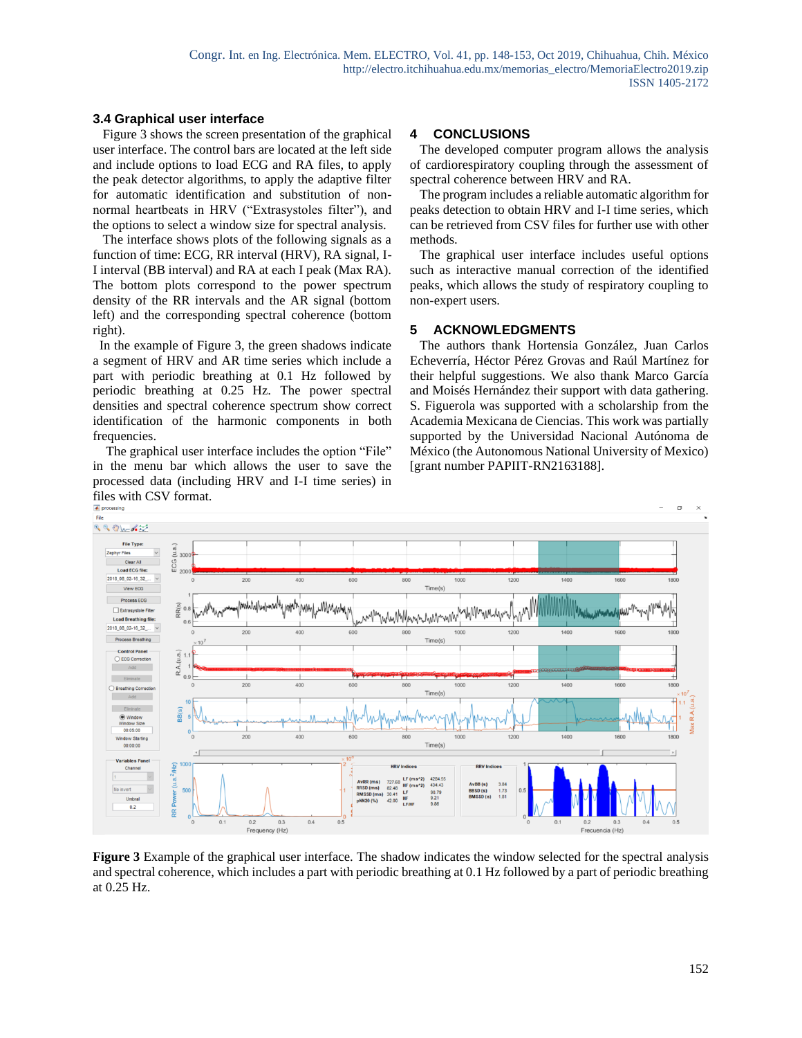### 3.4 Graphical user interface

Figure 3 shows the screen presentation of the graphical user interface. The control bars are located at the left side and include options to load ECG and RA files, to apply the peak detector algorithms, to apply the adaptive filter for automatic identification and substitution of non-normal heartbeats in HRV ("Extrasystoles filter"), and the options to select a window size for spectral analysis.

The interface shows plots of the following signals as a function of time: ECG, RR interval (HRV), RA signal, I-I interval (BB interval) and RA at each I peak (Max RA). The bottom plots correspond to the power spectrum density of the RR intervals and the AR signal (bottom left) and the corresponding spectral coherence (bottom right).

In the example of Figure 3, the green shadows indicate a segment of HRV and AR time series which include a part with periodic breathing at 0.1 Hz followed by periodic breathing at 0.25 Hz. The power spectral densities and spectral coherence spectrum show correct identification of the harmonic components in both frequencies.

The graphical user interface includes the option "File" in the menu bar which allows the user to save the processed data (including HRV and I-I time series) in files with CSV format.

## 4 CONCLUSIONS

The developed computer program allows the analysis of cardiorespiratory coupling through the assessment of spectral coherence between HRV and RA.

The program includes a reliable automatic algorithm for peaks detection to obtain HRV and I-I time series, which can be retrieved from CSV files for further use with other methods.

The graphical user interface includes useful options such as interactive manual correction of the identified peaks, which allows the study of respiratory coupling to non-expert users.

## 5 ACKNOWLEDGMENTS

The authors thank Hortensia González, Juan Carlos Echeverría, Héctor Pérez Grovas and Raúl Martínez for their helpful suggestions. We also thank Marco García and Moisés Hernández their support with data gathering. S. Figuerola was supported with a scholarship from the Academia Mexicana de Ciencias. This work was partially supported by the Universidad Nacional Autónoma de México (the Autonomous National University of Mexico) [grant number PAPIIT-RN2163188].

**Figure 3** Example of the graphical user interface. The shadow indicates the window selected for the spectral analysis and spectral coherence, which includes a part with periodic breathing at 0.1 Hz followed by a part of periodic breathing at 0.25 Hz.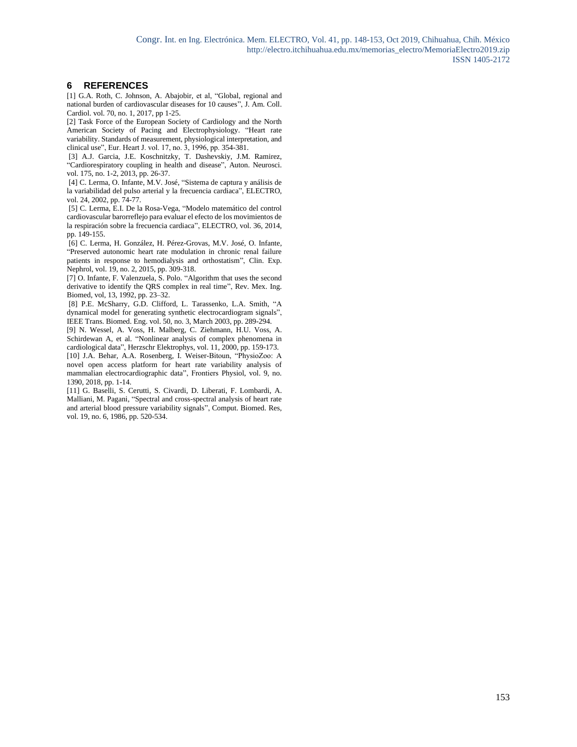## 6 REFERENCES

[1] G.A. Roth, C. Johnson, A. Abajobir, et al, “Global, regional and national burden of cardiovascular diseases for 10 causes”, J. Am. Coll. Cardiol. vol. 70, no. 1, 2017, pp 1-25.

[2] Task Force of the European Society of Cardiology and the North American Society of Pacing and Electrophysiology. “Heart rate variability. Standards of measurement, physiological interpretation, and clinical use”, Eur. Heart J. vol. 17, no. 3, 1996, pp. 354-381.

[3] A.J. Garcia, J.E. Koschnitzky, T. Dashevskiy, J.M. Ramirez, “Cardiorespiratory coupling in health and disease”, Auton. Neurosci. vol. 175, no. 1-2, 2013, pp. 26-37.

[4] C. Lerma, O. Infante, M.V. José, “Sistema de captura y análisis de la variabilidad del pulso arterial y la frecuencia cardiaca”, ELECTRO, vol. 24, 2002, pp. 74-77.

[5] C. Lerma, E.I. De la Rosa-Vega, “Modelo matemático del control cardiovascular barorreflejo para evaluar el efecto de los movimientos de la respiración sobre la frecuencia cardiaca”, ELECTRO, vol. 36, 2014, pp. 149-155.

[6] C. Lerma, H. González, H. Pérez-Grovas, M.V. José, O. Infante, “Preserved autonomic heart rate modulation in chronic renal failure patients in response to hemodialysis and orthostatism”, Clin. Exp. Nephrol, vol. 19, no. 2, 2015, pp. 309-318.

[7] O. Infante, F. Valenzuela, S. Polo. “Algorithm that uses the second derivative to identify the QRS complex in real time”, Rev. Mex. Ing. Biomed, vol, 13, 1992, pp. 23–32.

[8] P.E. McSharry, G.D. Clifford, L. Tarassenko, L.A. Smith, “A dynamical model for generating synthetic electrocardiogram signals”, IEEE Trans. Biomed. Eng. vol. 50, no. 3, March 2003, pp. 289-294.

[9] N. Wessel, A. Voss, H. Malberg, C. Ziehmann, H.U. Voss, A. Schirdewan A, et al. “Nonlinear analysis of complex phenomena in cardiological data”, Herzschr Elektrophys, vol. 11, 2000, pp. 159-173.

[10] J.A. Behar, A.A. Rosenberg, I. Weiser-Bitoun, “PhysioZoo: A novel open access platform for heart rate variability analysis of mammalian electrocardiographic data”, Frontiers Physiol, vol. 9, no. 1390, 2018, pp. 1-14.

[11] G. Baselli, S. Cerutti, S. Civardi, D. Liberati, F. Lombardi, A. Malliani, M. Pagani, “Spectral and cross-spectral analysis of heart rate and arterial blood pressure variability signals”, Comput. Biomed. Res, vol. 19, no. 6, 1986, pp. 520-534.